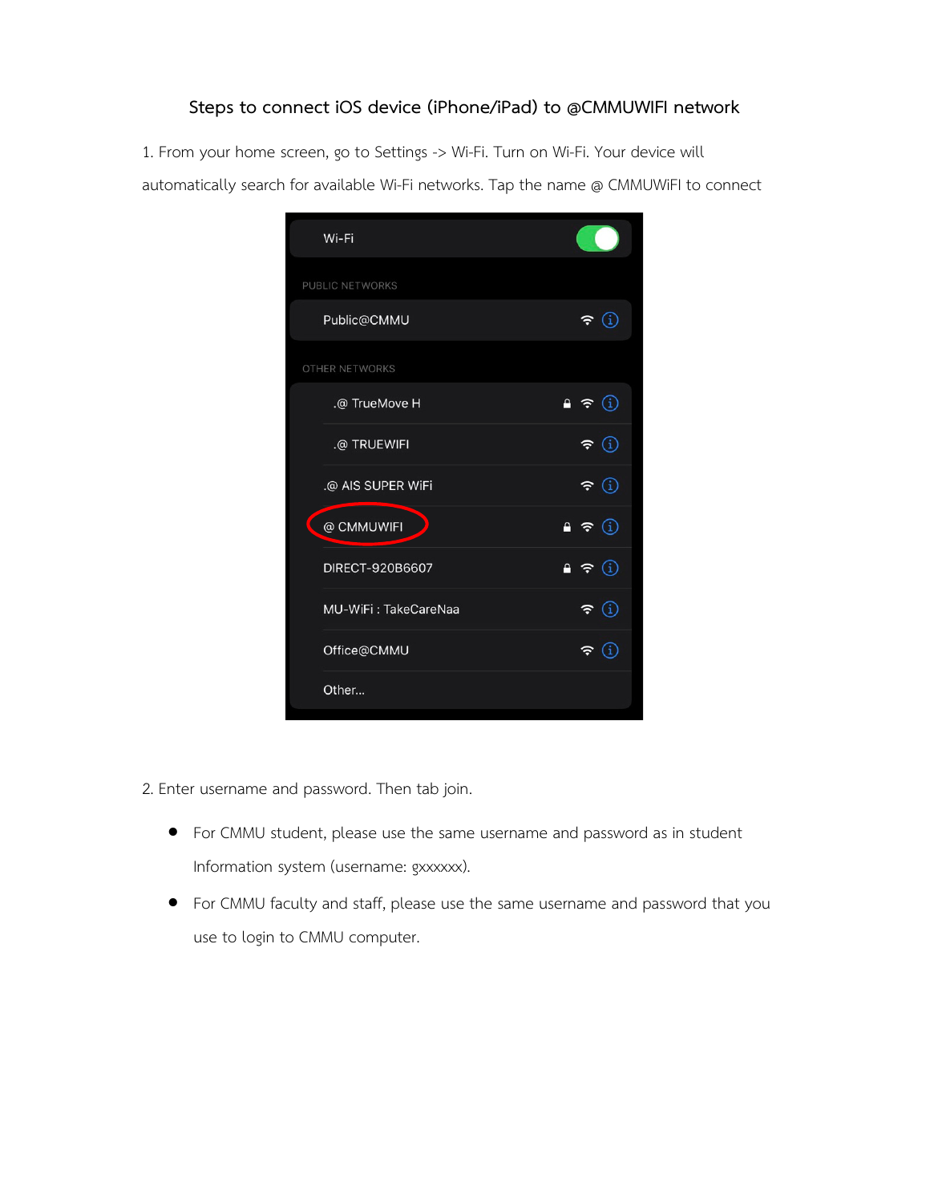# Steps to connect iOS device (iPhone/iPad) to @CMMUWIFI network

1. From your home screen, go to Settings -> Wi-Fi. Turn on Wi-Fi. Your device will automatically search for available Wi-Fi networks. Tap the name @ CMMUWiFI to connect

2. Enter username and password. Then tab join.

- For CMMU student, please use the same username and password as in student Information system (username: gxxxxxx).
- For CMMU faculty and staff, please use the same username and password that you use to login to CMMU computer.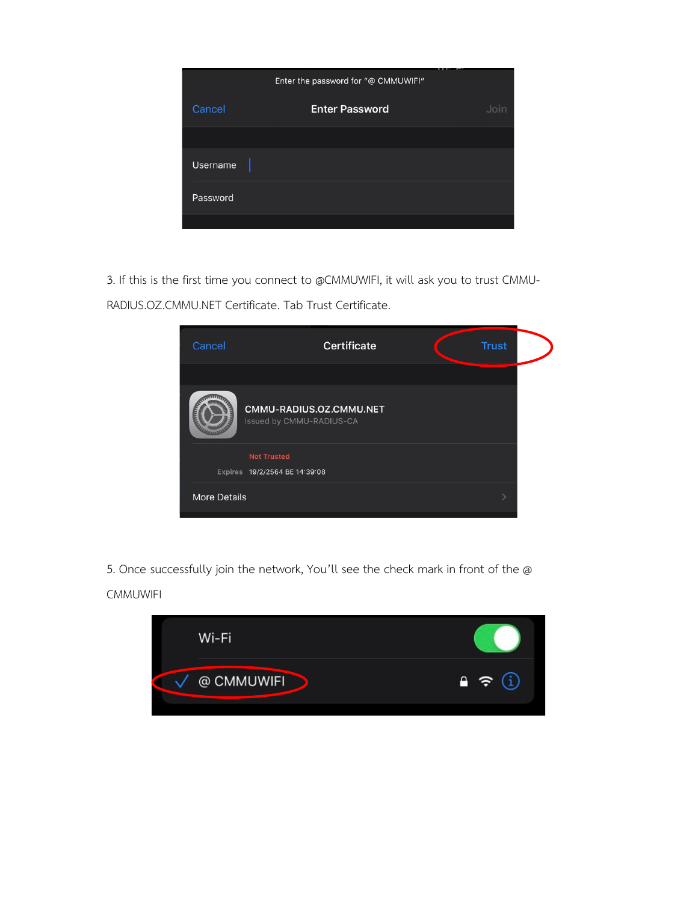3. If this is the first time you connect to @CMMUWIFI, it will ask you to trust CMMU-RADIUS.OZ.CMMU.NET Certificate. Tab Trust Certificate.

5. Once successfully join the network, You'll see the check mark in front of the @ CMMUWIFI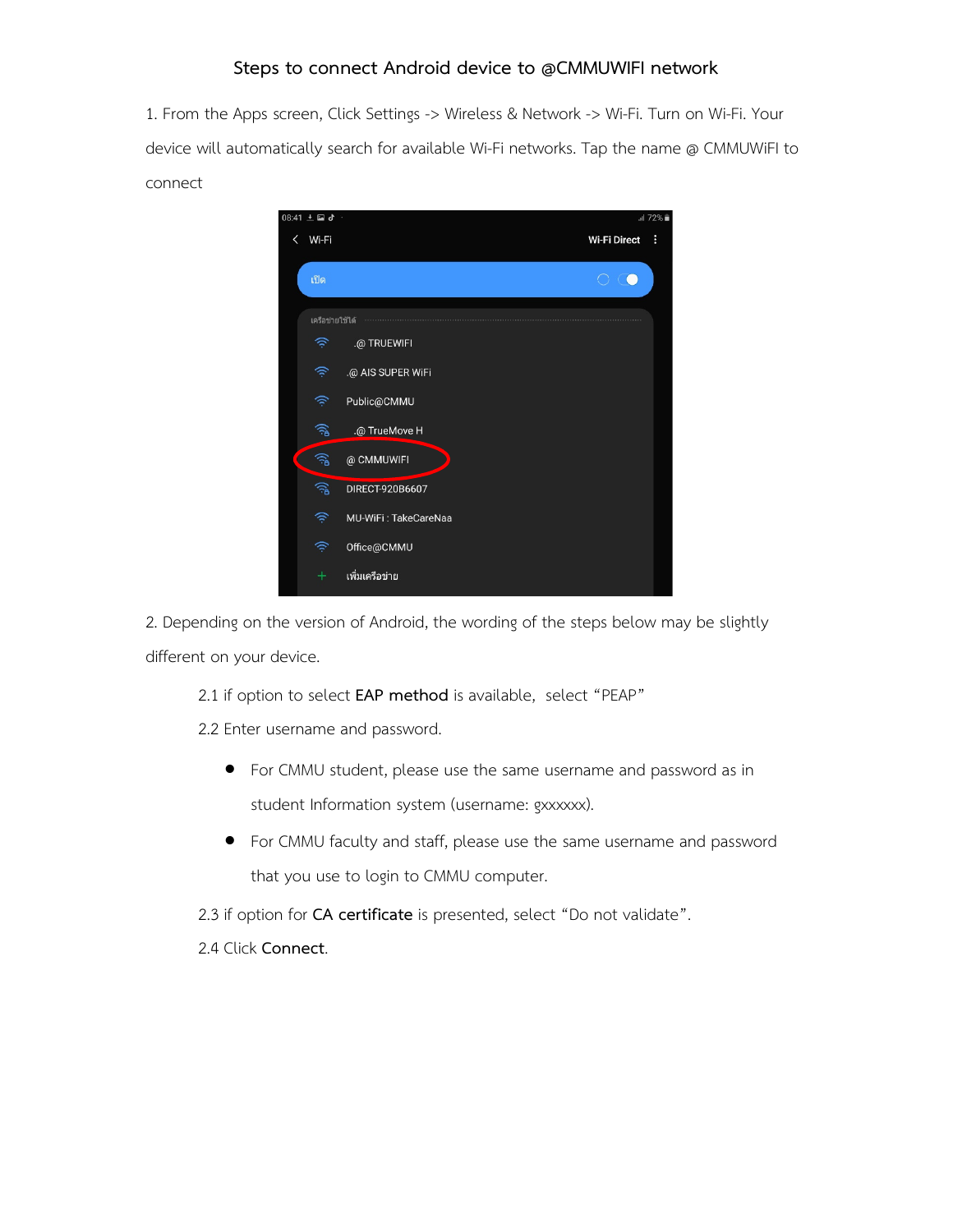## Steps to connect Android device to @CMMUWIFI network

1. From the Apps screen, Click Settings -> Wireless & Network -> Wi-Fi. Turn on Wi-Fi. Your device will automatically search for available Wi-Fi networks. Tap the name @ CMMUWiFI to connect

2. Depending on the version of Android, the wording of the steps below may be slightly different on your device.

   2.1 if option to select **EAP method** is available, select "PEAP"

   2.2 Enter username and password.

   - For CMMU student, please use the same username and password as in student Information system (username: gxxxxxx).
   - For CMMU faculty and staff, please use the same username and password that you use to login to CMMU computer.

   2.3 if option for **CA certificate** is presented, select "Do not validate".

   2.4 Click **Connect**.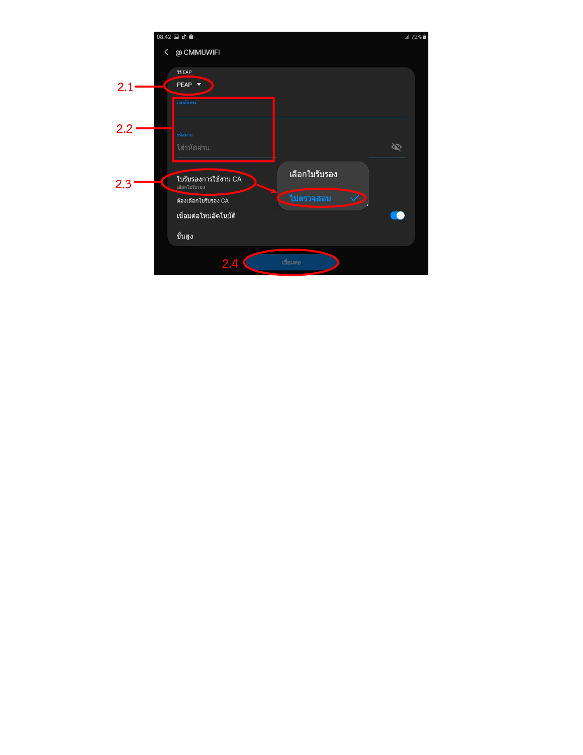08:42 72%

@CMMUWIFI

วิธี EAP

2.1 PEAP

2.2

เอกลักษณ์

รหัสผ่าน

ใส่รหัสผ่าน

2.3

ใบรับรองการใช้งาน CA

เลือกใบรับรอง

ต้องเลือกใบรับรอง CA

เลือกใบรับรอง

ไม่ตรวจสอบ

เชื่อมต่อใหม่อัตโนมัติ

ขั้นสูง

2.4 เชื่อมต่อ